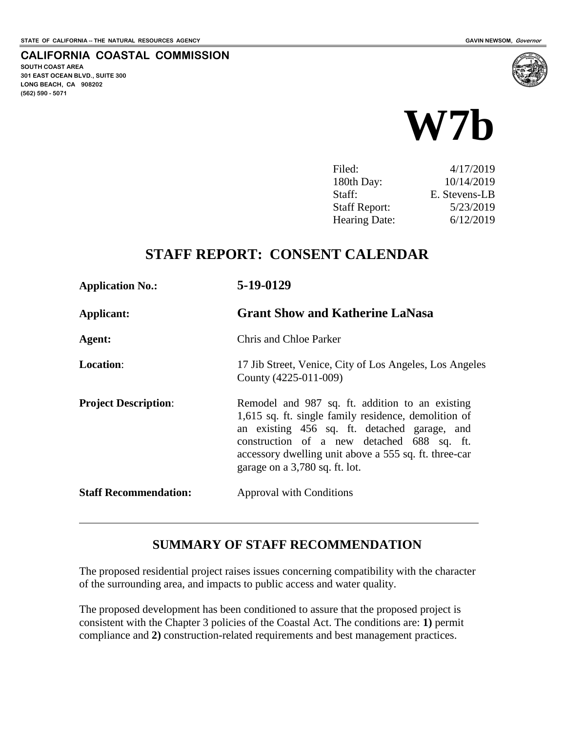STATE OF CALIFORNIA -- THE NATURAL RESOURCES AGENCY

GAVIN NEWSOM, *Governor*

**CALIFORNIA COASTAL COMMISSION**
SOUTH COAST AREA
301 EAST OCEAN BLVD., SUITE 300
LONG BEACH, CA 908202
(562) 590 - 5071

# W7b

| | |
|---|---|
| Filed: | 4/17/2019 |
| 180th Day: | 10/14/2019 |
| Staff: | E. Stevens-LB |
| Staff Report: | 5/23/2019 |
| Hearing Date: | 6/12/2019 |

## STAFF REPORT: CONSENT CALENDAR

| | |
|---|---|
| **Application No.:** | **5-19-0129** |
| **Applicant:** | **Grant Show and Katherine LaNasa** |
| **Agent:** | Chris and Chloe Parker |
| **Location**: | 17 Jib Street, Venice, City of Los Angeles, Los Angeles County (4225-011-009) |
| **Project Description**: | Remodel and 987 sq. ft. addition to an existing 1,615 sq. ft. single family residence, demolition of an existing 456 sq. ft. detached garage, and construction of a new detached 688 sq. ft. accessory dwelling unit above a 555 sq. ft. three-car garage on a 3,780 sq. ft. lot. |
| **Staff Recommendation:** | Approval with Conditions |

---

### SUMMARY OF STAFF RECOMMENDATION

The proposed residential project raises issues concerning compatibility with the character of the surrounding area, and impacts to public access and water quality.

The proposed development has been conditioned to assure that the proposed project is consistent with the Chapter 3 policies of the Coastal Act. The conditions are: **1)** permit compliance and **2)** construction-related requirements and best management practices.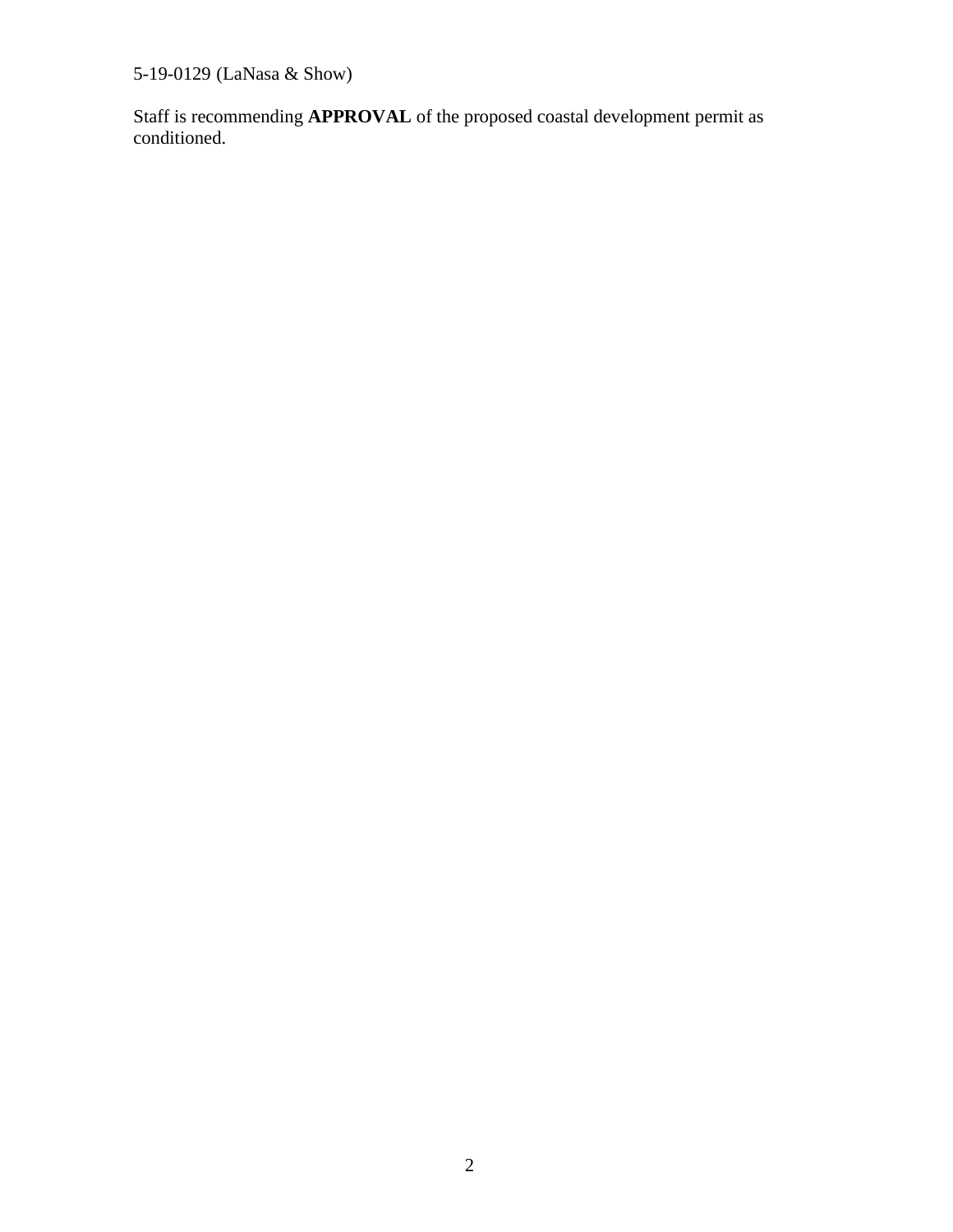Staff is recommending **APPROVAL** of the proposed coastal development permit as conditioned.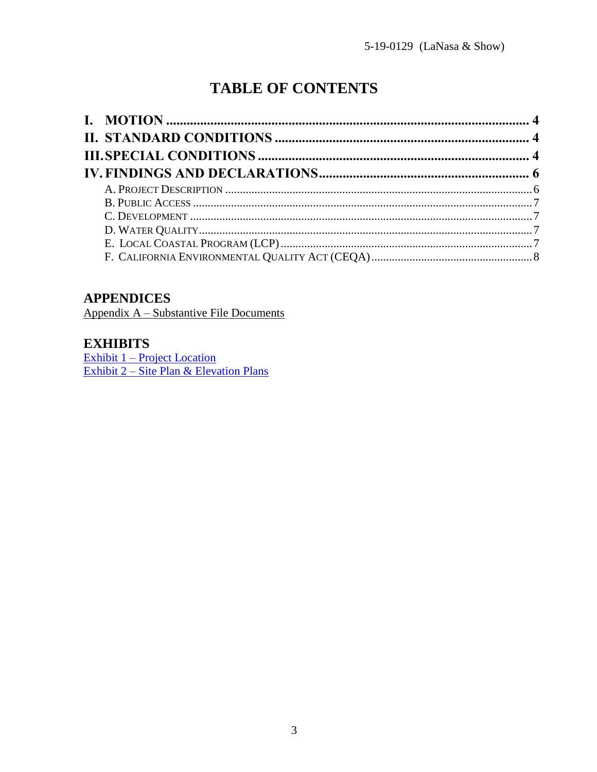# TABLE OF CONTENTS

**I. MOTION** .......... **4**
**II. STANDARD CONDITIONS** .......... **4**
**III. SPECIAL CONDITIONS** .......... **4**
**IV. FINDINGS AND DECLARATIONS** .......... **6**

- A. PROJECT DESCRIPTION .......... 6
- B. PUBLIC ACCESS .......... 7
- C. DEVELOPMENT .......... 7
- D. WATER QUALITY .......... 7
- E. LOCAL COASTAL PROGRAM (LCP) .......... 7
- F. CALIFORNIA ENVIRONMENTAL QUALITY ACT (CEQA) .......... 8

## APPENDICES

Appendix A – Substantive File Documents

## EXHIBITS

Exhibit 1 – Project Location
Exhibit 2 – Site Plan & Elevation Plans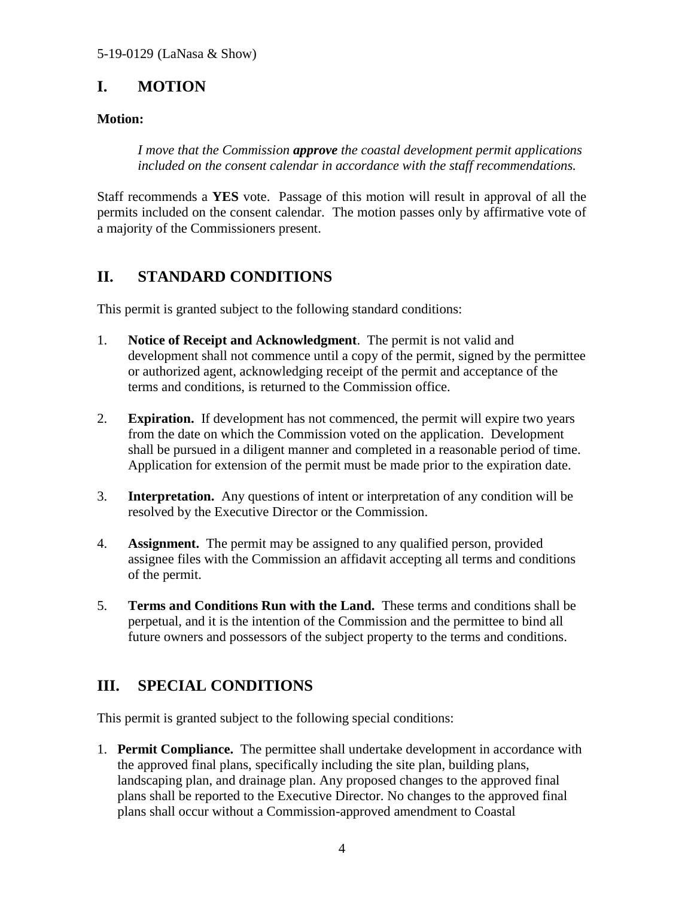## I. MOTION

**Motion:**

> *I move that the Commission* ***approve*** *the coastal development permit applications included on the consent calendar in accordance with the staff recommendations.*

Staff recommends a **YES** vote. Passage of this motion will result in approval of all the permits included on the consent calendar. The motion passes only by affirmative vote of a majority of the Commissioners present.

## II. STANDARD CONDITIONS

This permit is granted subject to the following standard conditions:

1. **Notice of Receipt and Acknowledgment**. The permit is not valid and development shall not commence until a copy of the permit, signed by the permittee or authorized agent, acknowledging receipt of the permit and acceptance of the terms and conditions, is returned to the Commission office.

2. **Expiration.** If development has not commenced, the permit will expire two years from the date on which the Commission voted on the application. Development shall be pursued in a diligent manner and completed in a reasonable period of time. Application for extension of the permit must be made prior to the expiration date.

3. **Interpretation.** Any questions of intent or interpretation of any condition will be resolved by the Executive Director or the Commission.

4. **Assignment.** The permit may be assigned to any qualified person, provided assignee files with the Commission an affidavit accepting all terms and conditions of the permit.

5. **Terms and Conditions Run with the Land.** These terms and conditions shall be perpetual, and it is the intention of the Commission and the permittee to bind all future owners and possessors of the subject property to the terms and conditions.

## III. SPECIAL CONDITIONS

This permit is granted subject to the following special conditions:

1. **Permit Compliance.** The permittee shall undertake development in accordance with the approved final plans, specifically including the site plan, building plans, landscaping plan, and drainage plan. Any proposed changes to the approved final plans shall be reported to the Executive Director. No changes to the approved final plans shall occur without a Commission-approved amendment to Coastal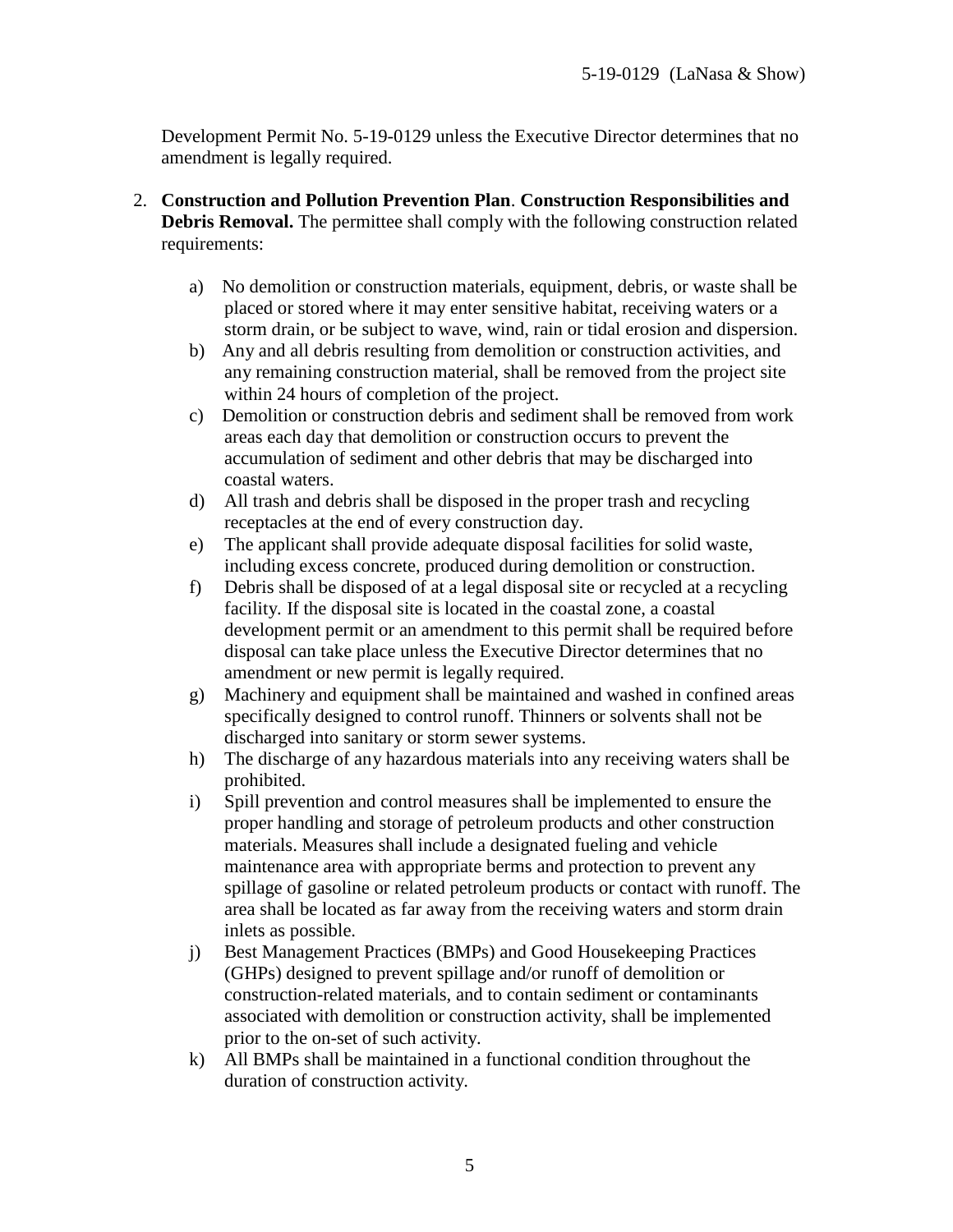Development Permit No. 5-19-0129 unless the Executive Director determines that no amendment is legally required.

2. **Construction and Pollution Prevention Plan**. **Construction Responsibilities and Debris Removal.** The permittee shall comply with the following construction related requirements:

   a) No demolition or construction materials, equipment, debris, or waste shall be placed or stored where it may enter sensitive habitat, receiving waters or a storm drain, or be subject to wave, wind, rain or tidal erosion and dispersion.
   b) Any and all debris resulting from demolition or construction activities, and any remaining construction material, shall be removed from the project site within 24 hours of completion of the project.
   c) Demolition or construction debris and sediment shall be removed from work areas each day that demolition or construction occurs to prevent the accumulation of sediment and other debris that may be discharged into coastal waters.
   d) All trash and debris shall be disposed in the proper trash and recycling receptacles at the end of every construction day.
   e) The applicant shall provide adequate disposal facilities for solid waste, including excess concrete, produced during demolition or construction.
   f) Debris shall be disposed of at a legal disposal site or recycled at a recycling facility. If the disposal site is located in the coastal zone, a coastal development permit or an amendment to this permit shall be required before disposal can take place unless the Executive Director determines that no amendment or new permit is legally required.
   g) Machinery and equipment shall be maintained and washed in confined areas specifically designed to control runoff. Thinners or solvents shall not be discharged into sanitary or storm sewer systems.
   h) The discharge of any hazardous materials into any receiving waters shall be prohibited.
   i) Spill prevention and control measures shall be implemented to ensure the proper handling and storage of petroleum products and other construction materials. Measures shall include a designated fueling and vehicle maintenance area with appropriate berms and protection to prevent any spillage of gasoline or related petroleum products or contact with runoff. The area shall be located as far away from the receiving waters and storm drain inlets as possible.
   j) Best Management Practices (BMPs) and Good Housekeeping Practices (GHPs) designed to prevent spillage and/or runoff of demolition or construction-related materials, and to contain sediment or contaminants associated with demolition or construction activity, shall be implemented prior to the on-set of such activity.
   k) All BMPs shall be maintained in a functional condition throughout the duration of construction activity.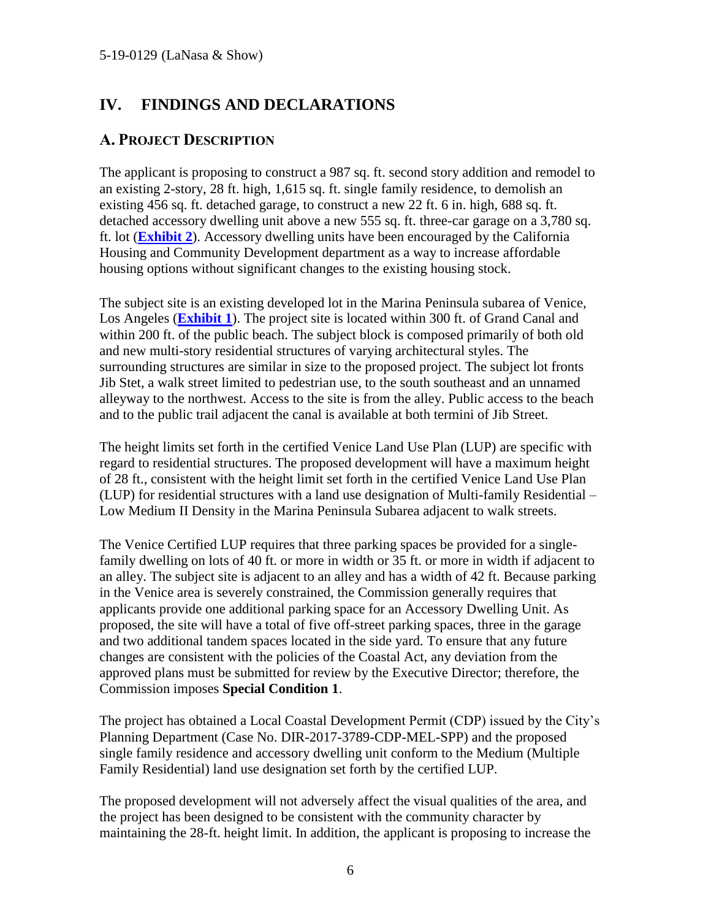# IV. FINDINGS AND DECLARATIONS

## A. PROJECT DESCRIPTION

The applicant is proposing to construct a 987 sq. ft. second story addition and remodel to an existing 2-story, 28 ft. high, 1,615 sq. ft. single family residence, to demolish an existing 456 sq. ft. detached garage, to construct a new 22 ft. 6 in. high, 688 sq. ft. detached accessory dwelling unit above a new 555 sq. ft. three-car garage on a 3,780 sq. ft. lot (**Exhibit 2**). Accessory dwelling units have been encouraged by the California Housing and Community Development department as a way to increase affordable housing options without significant changes to the existing housing stock.

The subject site is an existing developed lot in the Marina Peninsula subarea of Venice, Los Angeles (**Exhibit 1**). The project site is located within 300 ft. of Grand Canal and within 200 ft. of the public beach. The subject block is composed primarily of both old and new multi-story residential structures of varying architectural styles. The surrounding structures are similar in size to the proposed project. The subject lot fronts Jib Stet, a walk street limited to pedestrian use, to the south southeast and an unnamed alleyway to the northwest. Access to the site is from the alley. Public access to the beach and to the public trail adjacent the canal is available at both termini of Jib Street.

The height limits set forth in the certified Venice Land Use Plan (LUP) are specific with regard to residential structures. The proposed development will have a maximum height of 28 ft., consistent with the height limit set forth in the certified Venice Land Use Plan (LUP) for residential structures with a land use designation of Multi-family Residential – Low Medium II Density in the Marina Peninsula Subarea adjacent to walk streets.

The Venice Certified LUP requires that three parking spaces be provided for a single-family dwelling on lots of 40 ft. or more in width or 35 ft. or more in width if adjacent to an alley. The subject site is adjacent to an alley and has a width of 42 ft. Because parking in the Venice area is severely constrained, the Commission generally requires that applicants provide one additional parking space for an Accessory Dwelling Unit. As proposed, the site will have a total of five off-street parking spaces, three in the garage and two additional tandem spaces located in the side yard. To ensure that any future changes are consistent with the policies of the Coastal Act, any deviation from the approved plans must be submitted for review by the Executive Director; therefore, the Commission imposes **Special Condition 1**.

The project has obtained a Local Coastal Development Permit (CDP) issued by the City's Planning Department (Case No. DIR-2017-3789-CDP-MEL-SPP) and the proposed single family residence and accessory dwelling unit conform to the Medium (Multiple Family Residential) land use designation set forth by the certified LUP.

The proposed development will not adversely affect the visual qualities of the area, and the project has been designed to be consistent with the community character by maintaining the 28-ft. height limit. In addition, the applicant is proposing to increase the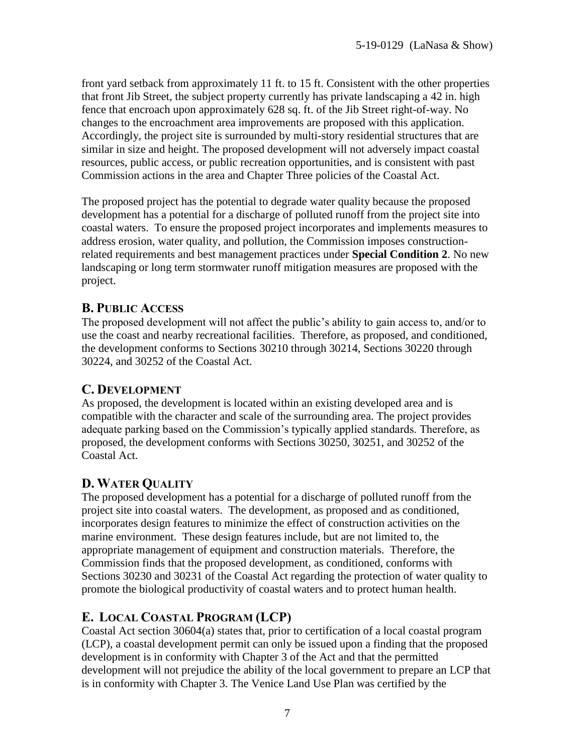front yard setback from approximately 11 ft. to 15 ft. Consistent with the other properties that front Jib Street, the subject property currently has private landscaping a 42 in. high fence that encroach upon approximately 628 sq. ft. of the Jib Street right-of-way. No changes to the encroachment area improvements are proposed with this application. Accordingly, the project site is surrounded by multi-story residential structures that are similar in size and height. The proposed development will not adversely impact coastal resources, public access, or public recreation opportunities, and is consistent with past Commission actions in the area and Chapter Three policies of the Coastal Act.

The proposed project has the potential to degrade water quality because the proposed development has a potential for a discharge of polluted runoff from the project site into coastal waters. To ensure the proposed project incorporates and implements measures to address erosion, water quality, and pollution, the Commission imposes construction-related requirements and best management practices under **Special Condition 2**. No new landscaping or long term stormwater runoff mitigation measures are proposed with the project.

## B. Public Access

The proposed development will not affect the public's ability to gain access to, and/or to use the coast and nearby recreational facilities. Therefore, as proposed, and conditioned, the development conforms to Sections 30210 through 30214, Sections 30220 through 30224, and 30252 of the Coastal Act.

## C. Development

As proposed, the development is located within an existing developed area and is compatible with the character and scale of the surrounding area. The project provides adequate parking based on the Commission's typically applied standards. Therefore, as proposed, the development conforms with Sections 30250, 30251, and 30252 of the Coastal Act.

## D. Water Quality

The proposed development has a potential for a discharge of polluted runoff from the project site into coastal waters. The development, as proposed and as conditioned, incorporates design features to minimize the effect of construction activities on the marine environment. These design features include, but are not limited to, the appropriate management of equipment and construction materials. Therefore, the Commission finds that the proposed development, as conditioned, conforms with Sections 30230 and 30231 of the Coastal Act regarding the protection of water quality to promote the biological productivity of coastal waters and to protect human health.

## E. Local Coastal Program (LCP)

Coastal Act section 30604(a) states that, prior to certification of a local coastal program (LCP), a coastal development permit can only be issued upon a finding that the proposed development is in conformity with Chapter 3 of the Act and that the permitted development will not prejudice the ability of the local government to prepare an LCP that is in conformity with Chapter 3. The Venice Land Use Plan was certified by the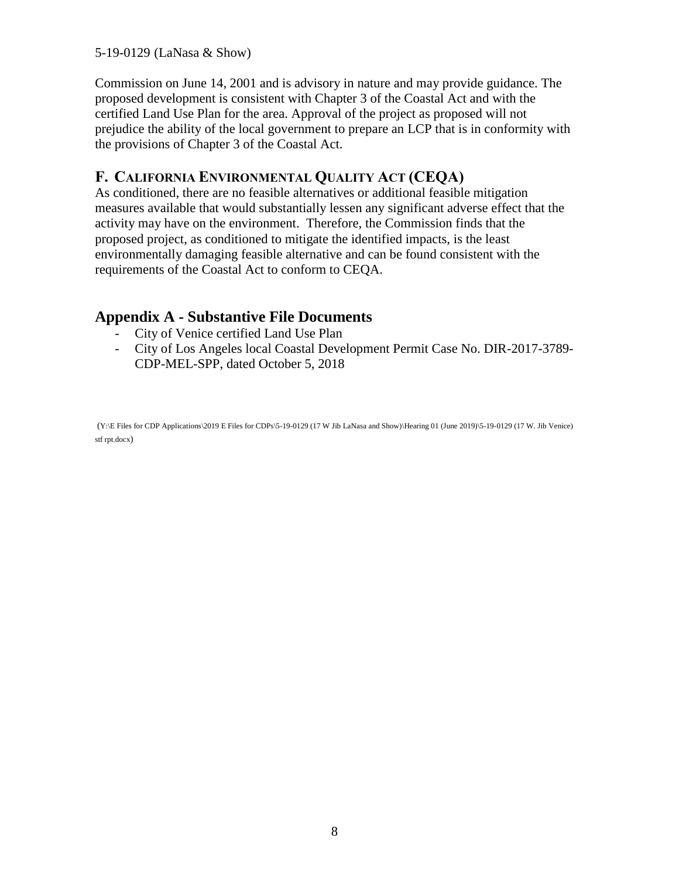Commission on June 14, 2001 and is advisory in nature and may provide guidance. The proposed development is consistent with Chapter 3 of the Coastal Act and with the certified Land Use Plan for the area. Approval of the project as proposed will not prejudice the ability of the local government to prepare an LCP that is in conformity with the provisions of Chapter 3 of the Coastal Act.

## F. California Environmental Quality Act (CEQA)

As conditioned, there are no feasible alternatives or additional feasible mitigation measures available that would substantially lessen any significant adverse effect that the activity may have on the environment. Therefore, the Commission finds that the proposed project, as conditioned to mitigate the identified impacts, is the least environmentally damaging feasible alternative and can be found consistent with the requirements of the Coastal Act to conform to CEQA.

## Appendix A - Substantive File Documents

- City of Venice certified Land Use Plan
- City of Los Angeles local Coastal Development Permit Case No. DIR-2017-3789-CDP-MEL-SPP, dated October 5, 2018

(Y:\E Files for CDP Applications\2019 E Files for CDPs\5-19-0129 (17 W Jib LaNasa and Show)\Hearing 01 (June 2019)\5-19-0129 (17 W. Jib Venice) stf rpt.docx)